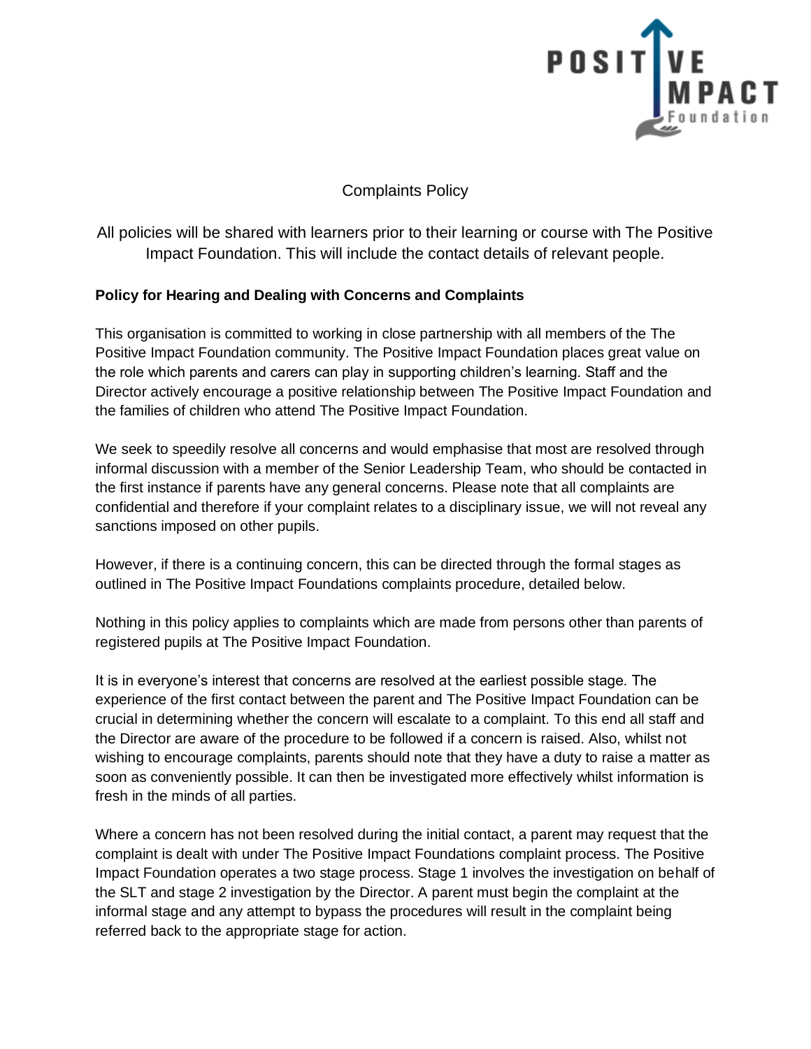# Complaints Policy

All policies will be shared with learners prior to their learning or course with The Positive Impact Foundation. This will include the contact details of relevant people.

**Policy for Hearing and Dealing with Concerns and Complaints**

This organisation is committed to working in close partnership with all members of the The Positive Impact Foundation community. The Positive Impact Foundation places great value on the role which parents and carers can play in supporting children's learning. Staff and the Director actively encourage a positive relationship between The Positive Impact Foundation and the families of children who attend The Positive Impact Foundation.

We seek to speedily resolve all concerns and would emphasise that most are resolved through informal discussion with a member of the Senior Leadership Team, who should be contacted in the first instance if parents have any general concerns. Please note that all complaints are confidential and therefore if your complaint relates to a disciplinary issue, we will not reveal any sanctions imposed on other pupils.

However, if there is a continuing concern, this can be directed through the formal stages as outlined in The Positive Impact Foundations complaints procedure, detailed below.

Nothing in this policy applies to complaints which are made from persons other than parents of registered pupils at The Positive Impact Foundation.

It is in everyone's interest that concerns are resolved at the earliest possible stage. The experience of the first contact between the parent and The Positive Impact Foundation can be crucial in determining whether the concern will escalate to a complaint. To this end all staff and the Director are aware of the procedure to be followed if a concern is raised. Also, whilst not wishing to encourage complaints, parents should note that they have a duty to raise a matter as soon as conveniently possible. It can then be investigated more effectively whilst information is fresh in the minds of all parties.

Where a concern has not been resolved during the initial contact, a parent may request that the complaint is dealt with under The Positive Impact Foundations complaint process. The Positive Impact Foundation operates a two stage process. Stage 1 involves the investigation on behalf of the SLT and stage 2 investigation by the Director. A parent must begin the complaint at the informal stage and any attempt to bypass the procedures will result in the complaint being referred back to the appropriate stage for action.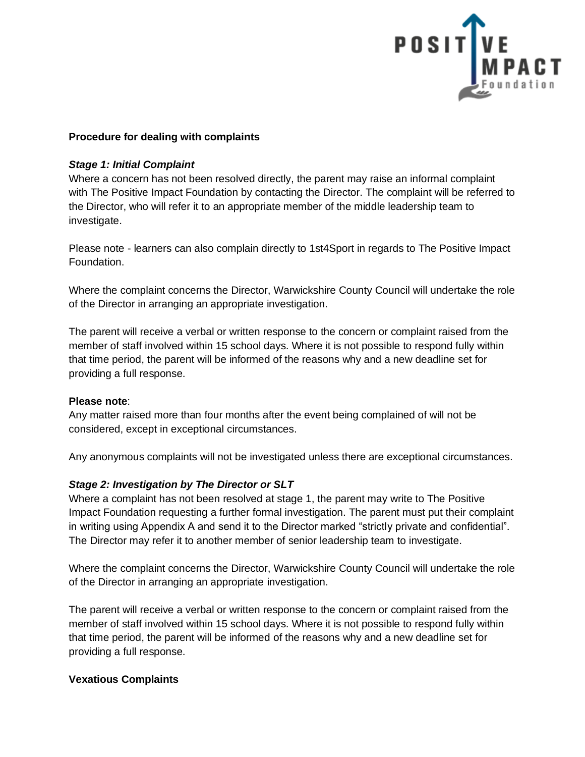**Procedure for dealing with complaints**

***Stage 1: Initial Complaint***

Where a concern has not been resolved directly, the parent may raise an informal complaint with The Positive Impact Foundation by contacting the Director. The complaint will be referred to the Director, who will refer it to an appropriate member of the middle leadership team to investigate.

Please note - learners can also complain directly to 1st4Sport in regards to The Positive Impact Foundation.

Where the complaint concerns the Director, Warwickshire County Council will undertake the role of the Director in arranging an appropriate investigation.

The parent will receive a verbal or written response to the concern or complaint raised from the member of staff involved within 15 school days. Where it is not possible to respond fully within that time period, the parent will be informed of the reasons why and a new deadline set for providing a full response.

**Please note**:

Any matter raised more than four months after the event being complained of will not be considered, except in exceptional circumstances.

Any anonymous complaints will not be investigated unless there are exceptional circumstances.

***Stage 2: Investigation by The Director or SLT***

Where a complaint has not been resolved at stage 1, the parent may write to The Positive Impact Foundation requesting a further formal investigation. The parent must put their complaint in writing using Appendix A and send it to the Director marked "strictly private and confidential". The Director may refer it to another member of senior leadership team to investigate.

Where the complaint concerns the Director, Warwickshire County Council will undertake the role of the Director in arranging an appropriate investigation.

The parent will receive a verbal or written response to the concern or complaint raised from the member of staff involved within 15 school days. Where it is not possible to respond fully within that time period, the parent will be informed of the reasons why and a new deadline set for providing a full response.

**Vexatious Complaints**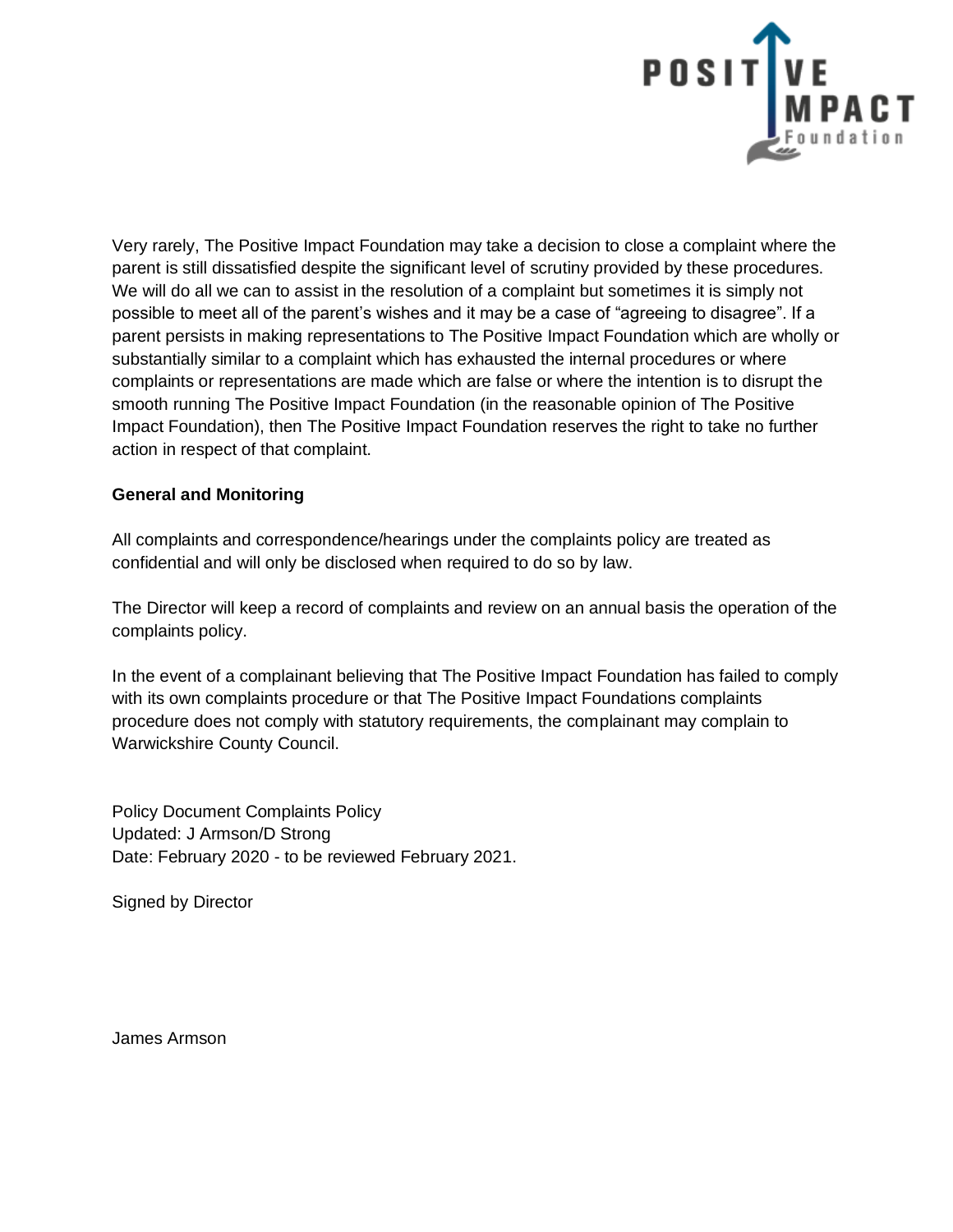Very rarely, The Positive Impact Foundation may take a decision to close a complaint where the parent is still dissatisfied despite the significant level of scrutiny provided by these procedures. We will do all we can to assist in the resolution of a complaint but sometimes it is simply not possible to meet all of the parent's wishes and it may be a case of "agreeing to disagree". If a parent persists in making representations to The Positive Impact Foundation which are wholly or substantially similar to a complaint which has exhausted the internal procedures or where complaints or representations are made which are false or where the intention is to disrupt the smooth running The Positive Impact Foundation (in the reasonable opinion of The Positive Impact Foundation), then The Positive Impact Foundation reserves the right to take no further action in respect of that complaint.

**General and Monitoring**

All complaints and correspondence/hearings under the complaints policy are treated as confidential and will only be disclosed when required to do so by law.

The Director will keep a record of complaints and review on an annual basis the operation of the complaints policy.

In the event of a complainant believing that The Positive Impact Foundation has failed to comply with its own complaints procedure or that The Positive Impact Foundations complaints procedure does not comply with statutory requirements, the complainant may complain to Warwickshire County Council.

Policy Document Complaints Policy
Updated: J Armson/D Strong
Date: February 2020 - to be reviewed February 2021.

Signed by Director

James Armson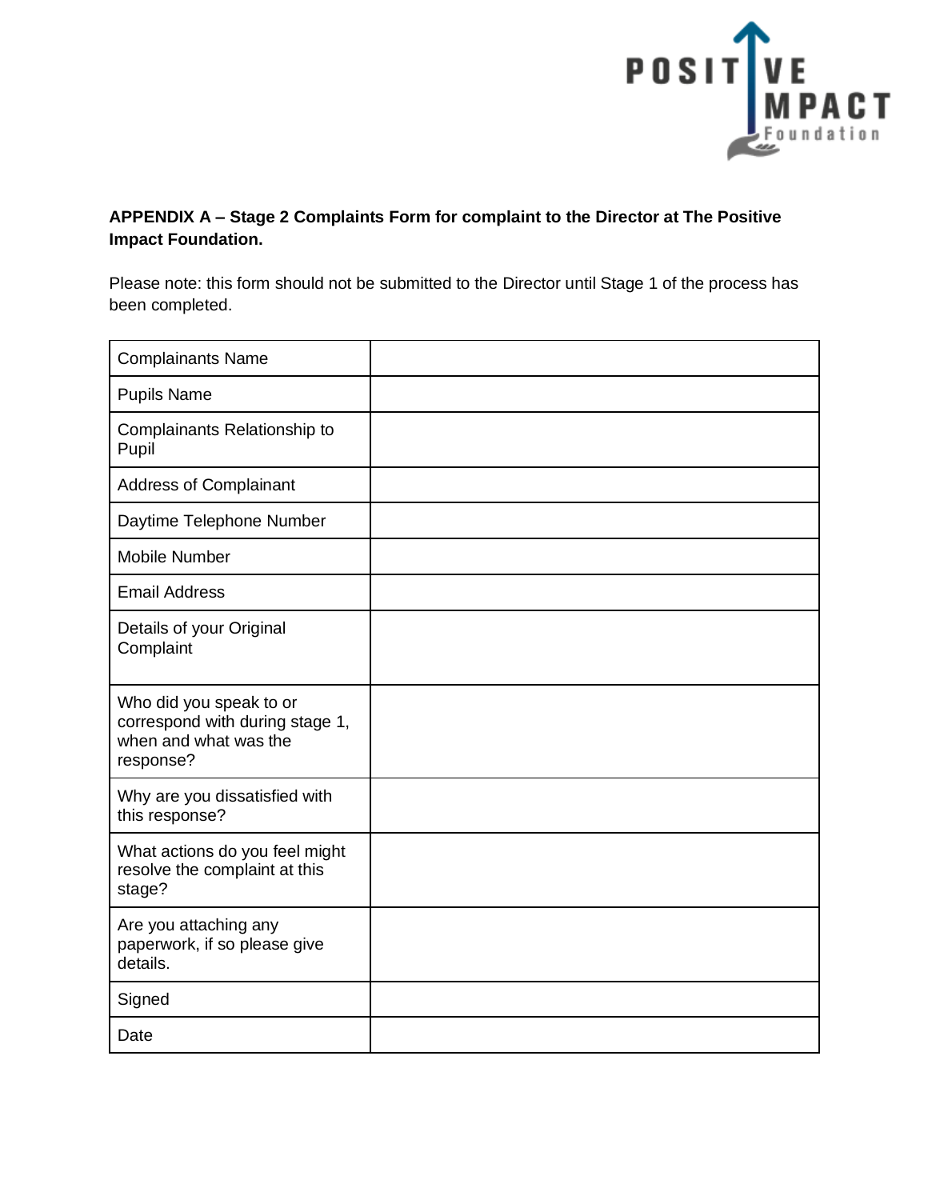**APPENDIX A – Stage 2 Complaints Form for complaint to the Director at The Positive Impact Foundation.**

Please note: this form should not be submitted to the Director until Stage 1 of the process has been completed.

| | |
|---|---|
| Complainants Name | |
| Pupils Name | |
| Complainants Relationship to Pupil | |
| Address of Complainant | |
| Daytime Telephone Number | |
| Mobile Number | |
| Email Address | |
| Details of your Original Complaint | |
| Who did you speak to or correspond with during stage 1, when and what was the response? | |
| Why are you dissatisfied with this response? | |
| What actions do you feel might resolve the complaint at this stage? | |
| Are you attaching any paperwork, if so please give details. | |
| Signed | |
| Date | |